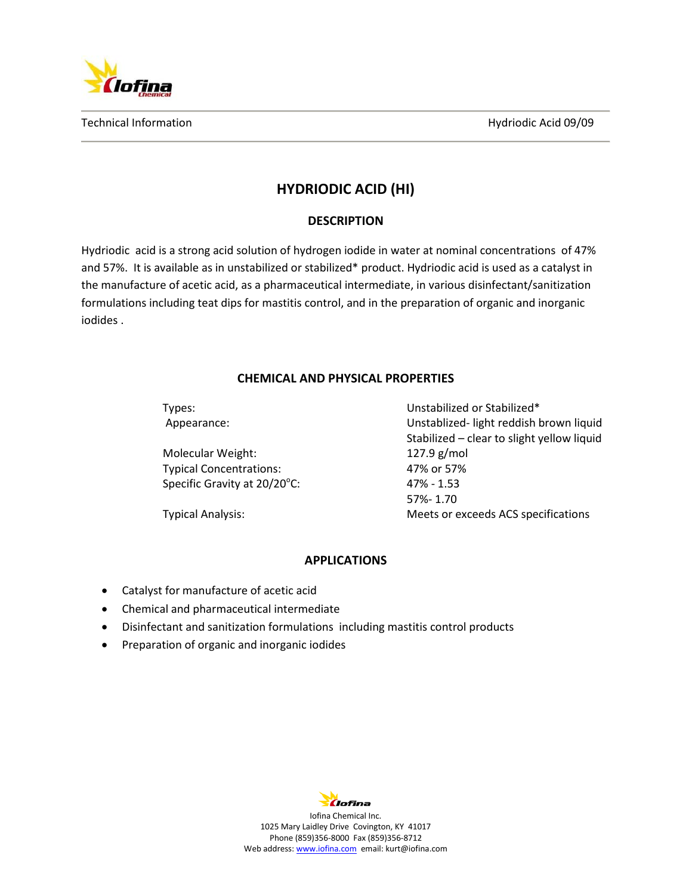Technical Information | Hydriodic Acid 09/09

# HYDRIODIC ACID (HI)

## DESCRIPTION

Hydriodic acid is a strong acid solution of hydrogen iodide in water at nominal concentrations of 47% and 57%. It is available as in unstabilized or stabilized* product. Hydriodic acid is used as a catalyst in the manufacture of acetic acid, as a pharmaceutical intermediate, in various disinfectant/sanitization formulations including teat dips for mastitis control, and in the preparation of organic and inorganic iodides .

## CHEMICAL AND PHYSICAL PROPERTIES

| | |
|---|---|
| Types: | Unstabilized or Stabilized* |
| Appearance: | Unstablized- light reddish brown liquid<br>Stabilized – clear to slight yellow liquid |
| Molecular Weight: | 127.9 g/mol |
| Typical Concentrations: | 47% or 57% |
| Specific Gravity at 20/20°C: | 47% - 1.53<br>57%- 1.70 |
| Typical Analysis: | Meets or exceeds ACS specifications |

## APPLICATIONS

- Catalyst for manufacture of acetic acid
- Chemical and pharmaceutical intermediate
- Disinfectant and sanitization formulations including mastitis control products
- Preparation of organic and inorganic iodides

Iofina Chemical Inc.
1025 Mary Laidley Drive Covington, KY 41017
Phone (859)356-8000 Fax (859)356-8712
Web address: www.iofina.com email: kurt@iofina.com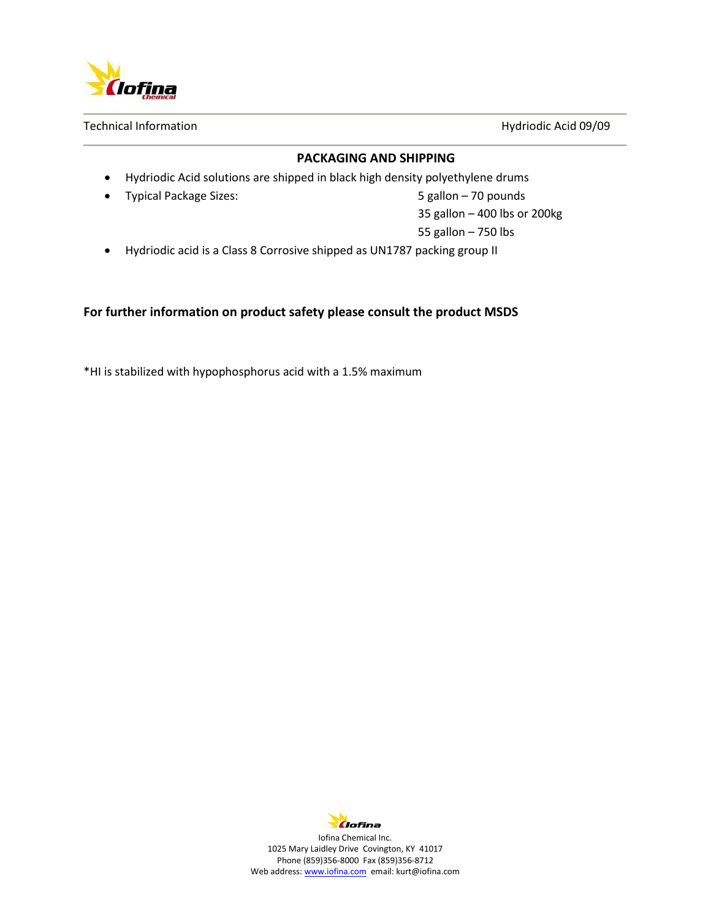## PACKAGING AND SHIPPING

- Hydriodic Acid solutions are shipped in black high density polyethylene drums
- Typical Package Sizes:
  - 5 gallon – 70 pounds
  - 35 gallon – 400 lbs or 200kg
  - 55 gallon – 750 lbs
- Hydriodic acid is a Class 8 Corrosive shipped as UN1787 packing group II

**For further information on product safety please consult the product MSDS**

*HI is stabilized with hypophosphorus acid with a 1.5% maximum

Iofina Chemical Inc.
1025 Mary Laidley Drive Covington, KY 41017
Phone (859)356-8000 Fax (859)356-8712
Web address: www.iofina.com email: kurt@iofina.com